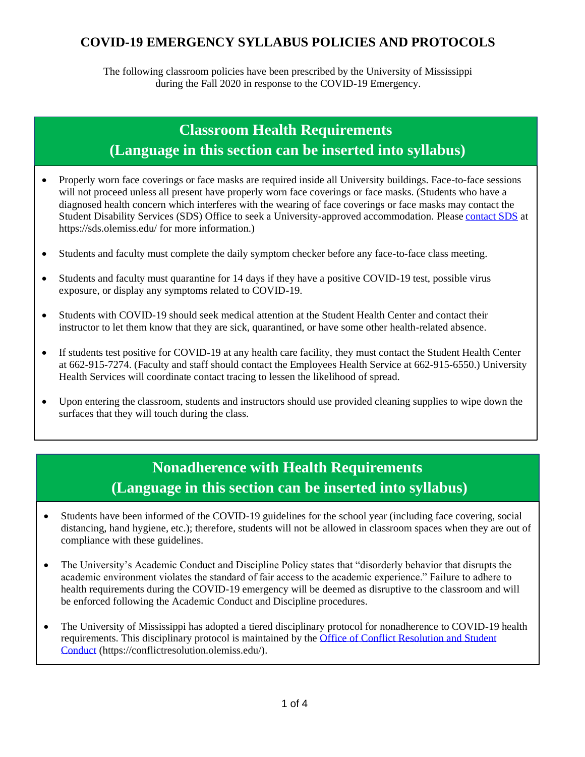# COVID-19 EMERGENCY SYLLABUS POLICIES AND PROTOCOLS

The following classroom policies have been prescribed by the University of Mississippi during the Fall 2020 in response to the COVID-19 Emergency.

## Classroom Health Requirements (Language in this section can be inserted into syllabus)

- Properly worn face coverings or face masks are required inside all University buildings. Face-to-face sessions will not proceed unless all present have properly worn face coverings or face masks. (Students who have a diagnosed health concern which interferes with the wearing of face coverings or face masks may contact the Student Disability Services (SDS) Office to seek a University-approved accommodation. Please contact SDS at https://sds.olemiss.edu/ for more information.)
- Students and faculty must complete the daily symptom checker before any face-to-face class meeting.
- Students and faculty must quarantine for 14 days if they have a positive COVID-19 test, possible virus exposure, or display any symptoms related to COVID-19.
- Students with COVID-19 should seek medical attention at the Student Health Center and contact their instructor to let them know that they are sick, quarantined, or have some other health-related absence.
- If students test positive for COVID-19 at any health care facility, they must contact the Student Health Center at 662-915-7274. (Faculty and staff should contact the Employees Health Service at 662-915-6550.) University Health Services will coordinate contact tracing to lessen the likelihood of spread.
- Upon entering the classroom, students and instructors should use provided cleaning supplies to wipe down the surfaces that they will touch during the class.

## Nonadherence with Health Requirements (Language in this section can be inserted into syllabus)

- Students have been informed of the COVID-19 guidelines for the school year (including face covering, social distancing, hand hygiene, etc.); therefore, students will not be allowed in classroom spaces when they are out of compliance with these guidelines.
- The University's Academic Conduct and Discipline Policy states that "disorderly behavior that disrupts the academic environment violates the standard of fair access to the academic experience." Failure to adhere to health requirements during the COVID-19 emergency will be deemed as disruptive to the classroom and will be enforced following the Academic Conduct and Discipline procedures.
- The University of Mississippi has adopted a tiered disciplinary protocol for nonadherence to COVID-19 health requirements. This disciplinary protocol is maintained by the Office of Conflict Resolution and Student Conduct (https://conflictresolution.olemiss.edu/).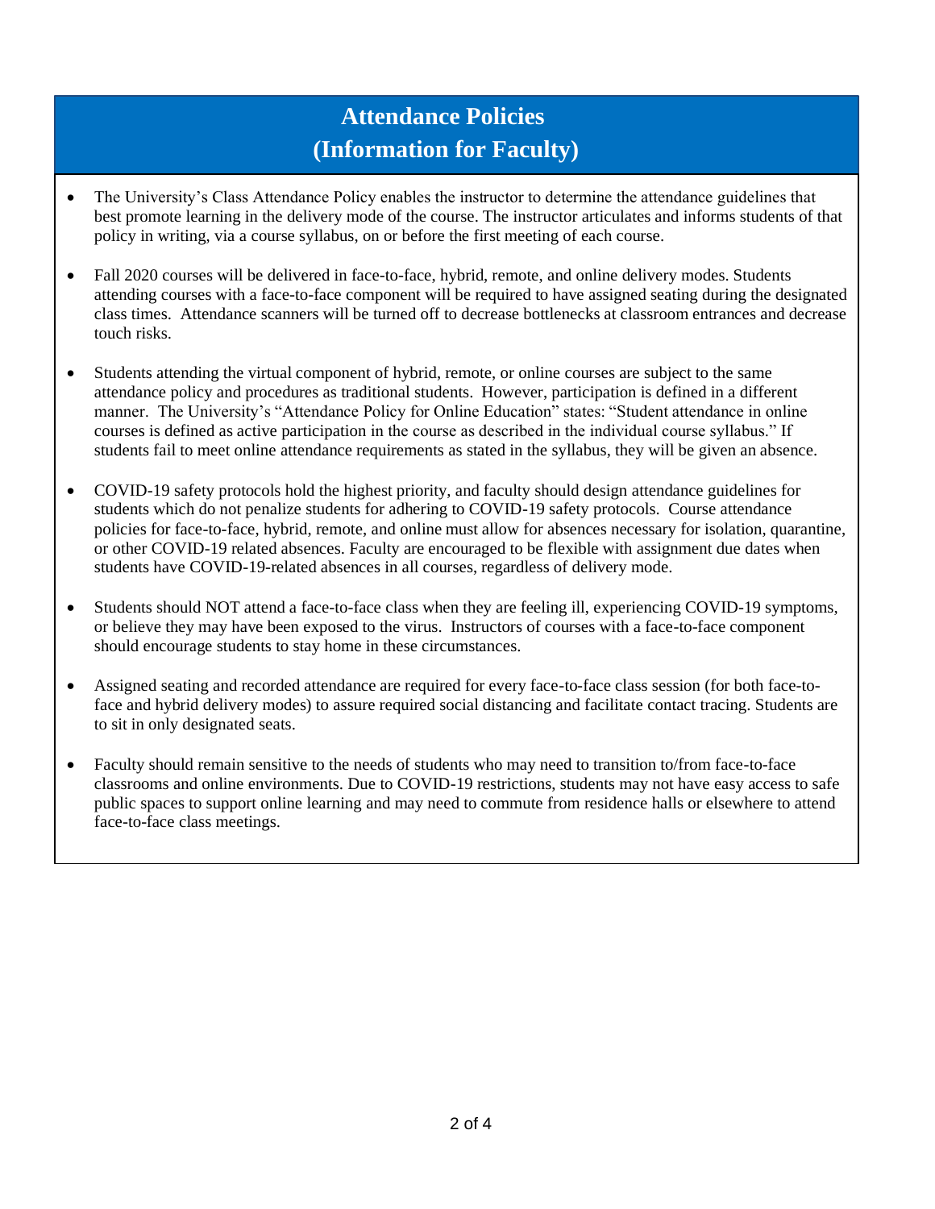# Attendance Policies
# (Information for Faculty)

- The University's Class Attendance Policy enables the instructor to determine the attendance guidelines that best promote learning in the delivery mode of the course. The instructor articulates and informs students of that policy in writing, via a course syllabus, on or before the first meeting of each course.

- Fall 2020 courses will be delivered in face-to-face, hybrid, remote, and online delivery modes. Students attending courses with a face-to-face component will be required to have assigned seating during the designated class times. Attendance scanners will be turned off to decrease bottlenecks at classroom entrances and decrease touch risks.

- Students attending the virtual component of hybrid, remote, or online courses are subject to the same attendance policy and procedures as traditional students. However, participation is defined in a different manner. The University's "Attendance Policy for Online Education" states: "Student attendance in online courses is defined as active participation in the course as described in the individual course syllabus." If students fail to meet online attendance requirements as stated in the syllabus, they will be given an absence.

- COVID-19 safety protocols hold the highest priority, and faculty should design attendance guidelines for students which do not penalize students for adhering to COVID-19 safety protocols. Course attendance policies for face-to-face, hybrid, remote, and online must allow for absences necessary for isolation, quarantine, or other COVID-19 related absences. Faculty are encouraged to be flexible with assignment due dates when students have COVID-19-related absences in all courses, regardless of delivery mode.

- Students should NOT attend a face-to-face class when they are feeling ill, experiencing COVID-19 symptoms, or believe they may have been exposed to the virus. Instructors of courses with a face-to-face component should encourage students to stay home in these circumstances.

- Assigned seating and recorded attendance are required for every face-to-face class session (for both face-to-face and hybrid delivery modes) to assure required social distancing and facilitate contact tracing. Students are to sit in only designated seats.

- Faculty should remain sensitive to the needs of students who may need to transition to/from face-to-face classrooms and online environments. Due to COVID-19 restrictions, students may not have easy access to safe public spaces to support online learning and may need to commute from residence halls or elsewhere to attend face-to-face class meetings.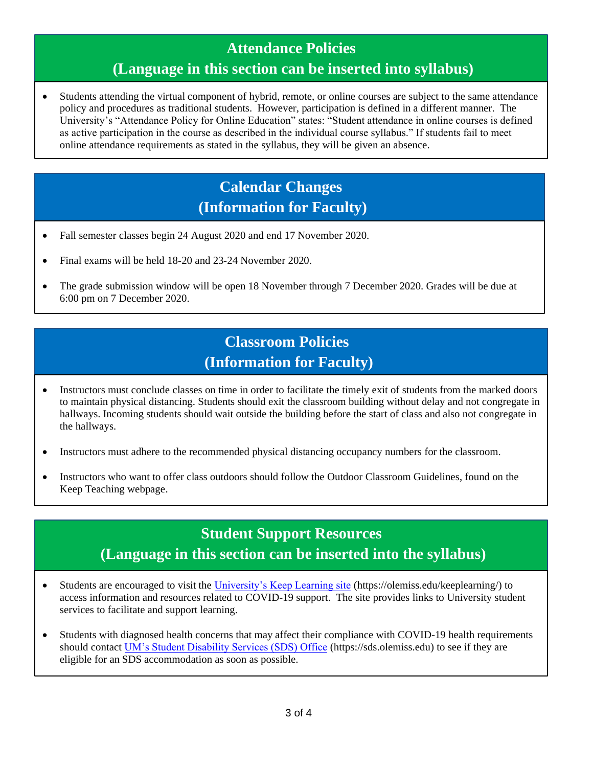## Attendance Policies
## (Language in this section can be inserted into syllabus)

- Students attending the virtual component of hybrid, remote, or online courses are subject to the same attendance policy and procedures as traditional students. However, participation is defined in a different manner. The University's "Attendance Policy for Online Education" states: "Student attendance in online courses is defined as active participation in the course as described in the individual course syllabus." If students fail to meet online attendance requirements as stated in the syllabus, they will be given an absence.

## Calendar Changes
## (Information for Faculty)

- Fall semester classes begin 24 August 2020 and end 17 November 2020.
- Final exams will be held 18-20 and 23-24 November 2020.
- The grade submission window will be open 18 November through 7 December 2020. Grades will be due at 6:00 pm on 7 December 2020.

## Classroom Policies
## (Information for Faculty)

- Instructors must conclude classes on time in order to facilitate the timely exit of students from the marked doors to maintain physical distancing. Students should exit the classroom building without delay and not congregate in hallways. Incoming students should wait outside the building before the start of class and also not congregate in the hallways.
- Instructors must adhere to the recommended physical distancing occupancy numbers for the classroom.
- Instructors who want to offer class outdoors should follow the Outdoor Classroom Guidelines, found on the Keep Teaching webpage.

## Student Support Resources
## (Language in this section can be inserted into the syllabus)

- Students are encouraged to visit the [University's Keep Learning site](https://olemiss.edu/keeplearning/) (https://olemiss.edu/keeplearning/) to access information and resources related to COVID-19 support. The site provides links to University student services to facilitate and support learning.
- Students with diagnosed health concerns that may affect their compliance with COVID-19 health requirements should contact [UM's Student Disability Services (SDS) Office](https://sds.olemiss.edu) (https://sds.olemiss.edu) to see if they are eligible for an SDS accommodation as soon as possible.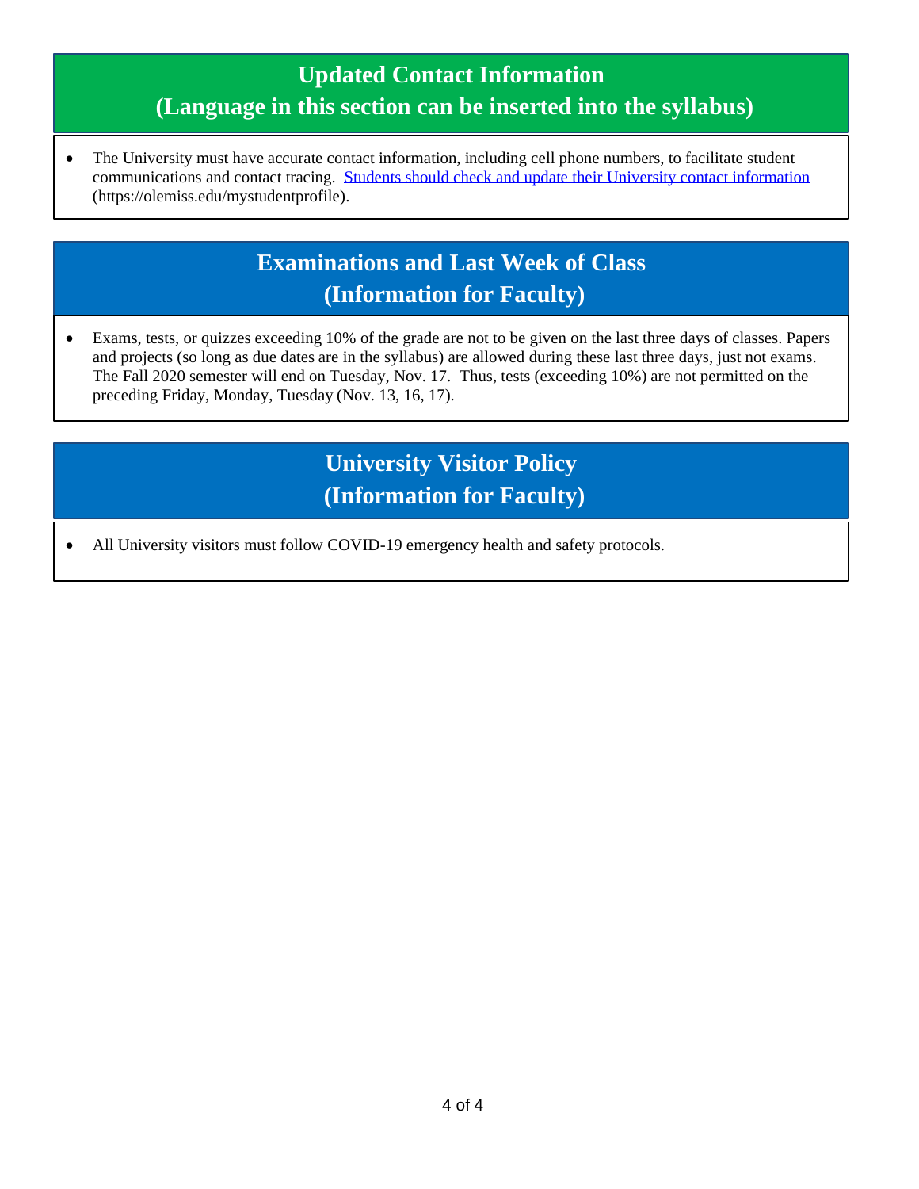## Updated Contact Information
## (Language in this section can be inserted into the syllabus)

- The University must have accurate contact information, including cell phone numbers, to facilitate student communications and contact tracing. [Students should check and update their University contact information](https://olemiss.edu/mystudentprofile) (https://olemiss.edu/mystudentprofile).

## Examinations and Last Week of Class
## (Information for Faculty)

- Exams, tests, or quizzes exceeding 10% of the grade are not to be given on the last three days of classes. Papers and projects (so long as due dates are in the syllabus) are allowed during these last three days, just not exams. The Fall 2020 semester will end on Tuesday, Nov. 17. Thus, tests (exceeding 10%) are not permitted on the preceding Friday, Monday, Tuesday (Nov. 13, 16, 17).

## University Visitor Policy
## (Information for Faculty)

- All University visitors must follow COVID-19 emergency health and safety protocols.